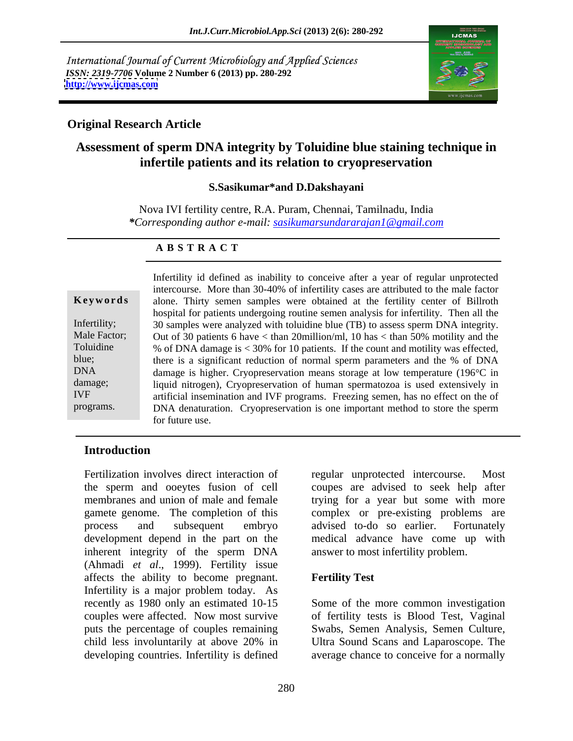International Journal of Current Microbiology and Applied Sciences
*ISSN: 2319-7706* **Volume 2 Number 6 (2013) pp. 280-292**
**http://www.ijcmas.com**

**Original Research Article**

# Assessment of sperm DNA integrity by Toluidine blue staining technique in infertile patients and its relation to cryopreservation

**S.Sasikumar*and D.Dakshayani**

Nova IVI fertility centre, R.A. Puram, Chennai, Tamilnadu, India
***Corresponding author e-mail:** *sasikumarsundararajan1@gmail.com*

## A B S T R A C T

**Keywords**

Infertility; Male Factor; Toluidine blue; DNA damage; IVF programs.

Infertility id defined as inability to conceive after a year of regular unprotected intercourse. More than 30-40% of infertility cases are attributed to the male factor alone. Thirty semen samples were obtained at the fertility center of Billroth hospital for patients undergoing routine semen analysis for infertility. Then all the 30 samples were analyzed with toluidine blue (TB) to assess sperm DNA integrity. Out of 30 patients 6 have < than 20million/ml, 10 has < than 50% motility and the % of DNA damage is < 30% for 10 patients. If the count and motility was effected, there is a significant reduction of normal sperm parameters and the % of DNA damage is higher. Cryopreservation means storage at low temperature (196°C in liquid nitrogen), Cryopreservation of human spermatozoa is used extensively in artificial insemination and IVF programs. Freezing semen, has no effect on the of DNA denaturation. Cryopreservation is one important method to store the sperm for future use.

## Introduction

Fertilization involves direct interaction of the sperm and ooeytes fusion of cell membranes and union of male and female gamete genome. The completion of this process and subsequent embryo development depend in the part on the inherent integrity of the sperm DNA (Ahmadi *et al*., 1999). Fertility issue affects the ability to become pregnant. Infertility is a major problem today. As recently as 1980 only an estimated 10-15 couples were affected. Now most survive puts the percentage of couples remaining child less involuntarily at above 20% in developing countries. Infertility is defined regular unprotected intercourse. Most coupes are advised to seek help after trying for a year but some with more complex or pre-existing problems are advised to-do so earlier. Fortunately medical advance have come up with answer to most infertility problem.

### Fertility Test

Some of the more common investigation of fertility tests is Blood Test, Vaginal Swabs, Semen Analysis, Semen Culture, Ultra Sound Scans and Laparoscope. The average chance to conceive for a normally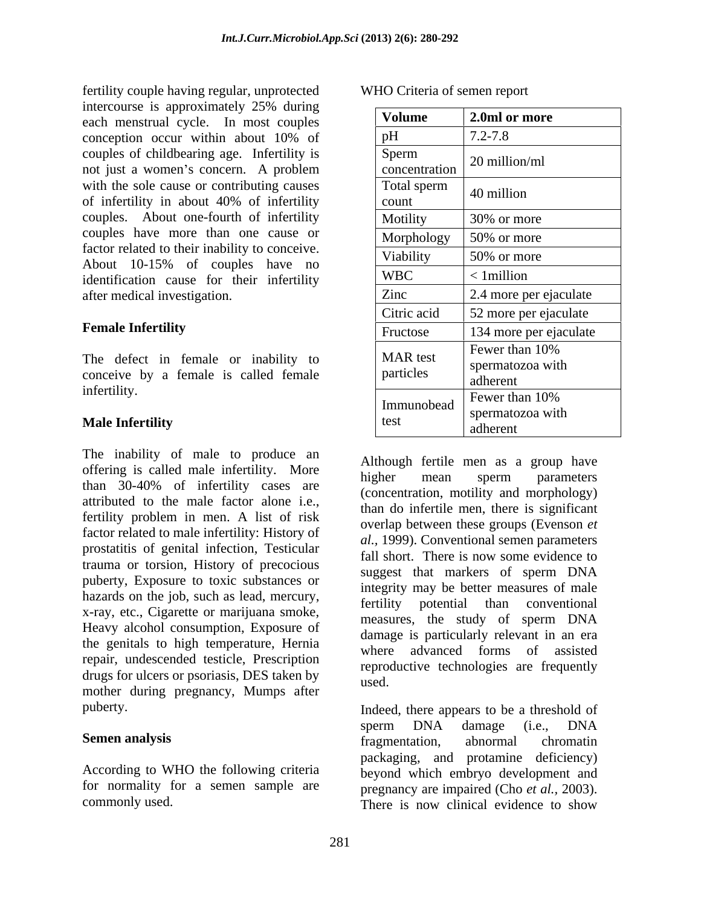fertility couple having regular, unprotected intercourse is approximately 25% during each menstrual cycle. In most couples conception occur within about 10% of couples of childbearing age. Infertility is not just a women's concern. A problem with the sole cause or contributing causes of infertility in about 40% of infertility couples. About one-fourth of infertility couples have more than one cause or factor related to their inability to conceive. About 10-15% of couples have no identification cause for their infertility after medical investigation.

## Female Infertility

The defect in female or inability to conceive by a female is called female infertility.

## Male Infertility

The inability of male to produce an offering is called male infertility. More than 30-40% of infertility cases are attributed to the male factor alone i.e., fertility problem in men. A list of risk factor related to male infertility: History of prostatitis of genital infection, Testicular trauma or torsion, History of precocious puberty, Exposure to toxic substances or hazards on the job, such as lead, mercury, x-ray, etc., Cigarette or marijuana smoke, Heavy alcohol consumption, Exposure of the genitals to high temperature, Hernia repair, undescended testicle, Prescription drugs for ulcers or psoriasis, DES taken by mother during pregnancy, Mumps after puberty.

## Semen analysis

According to WHO the following criteria for normality for a semen sample are commonly used.

WHO Criteria of semen report

| **Volume** | **2.0ml or more** |
|---|---|
| pH | 7.2-7.8 |
| Sperm concentration | 20 million/ml |
| Total sperm count | 40 million |
| Motility | 30% or more |
| Morphology | 50% or more |
| Viability | 50% or more |
| WBC | < 1million |
| Zinc | 2.4 more per ejaculate |
| Citric acid | 52 more per ejaculate |
| Fructose | 134 more per ejaculate |
| MAR test particles | Fewer than 10% spermatozoa with adherent |
| Immunobead test | Fewer than 10% spermatozoa with adherent |

Although fertile men as a group have higher mean sperm parameters (concentration, motility and morphology) than do infertile men, there is significant overlap between these groups (Evenson *et al.*, 1999). Conventional semen parameters fall short. There is now some evidence to suggest that markers of sperm DNA integrity may be better measures of male fertility potential than conventional measures, the study of sperm DNA damage is particularly relevant in an era where advanced forms of assisted reproductive technologies are frequently used.

Indeed, there appears to be a threshold of sperm DNA damage (i.e., DNA fragmentation, abnormal chromatin packaging, and protamine deficiency) beyond which embryo development and pregnancy are impaired (Cho *et al.*, 2003). There is now clinical evidence to show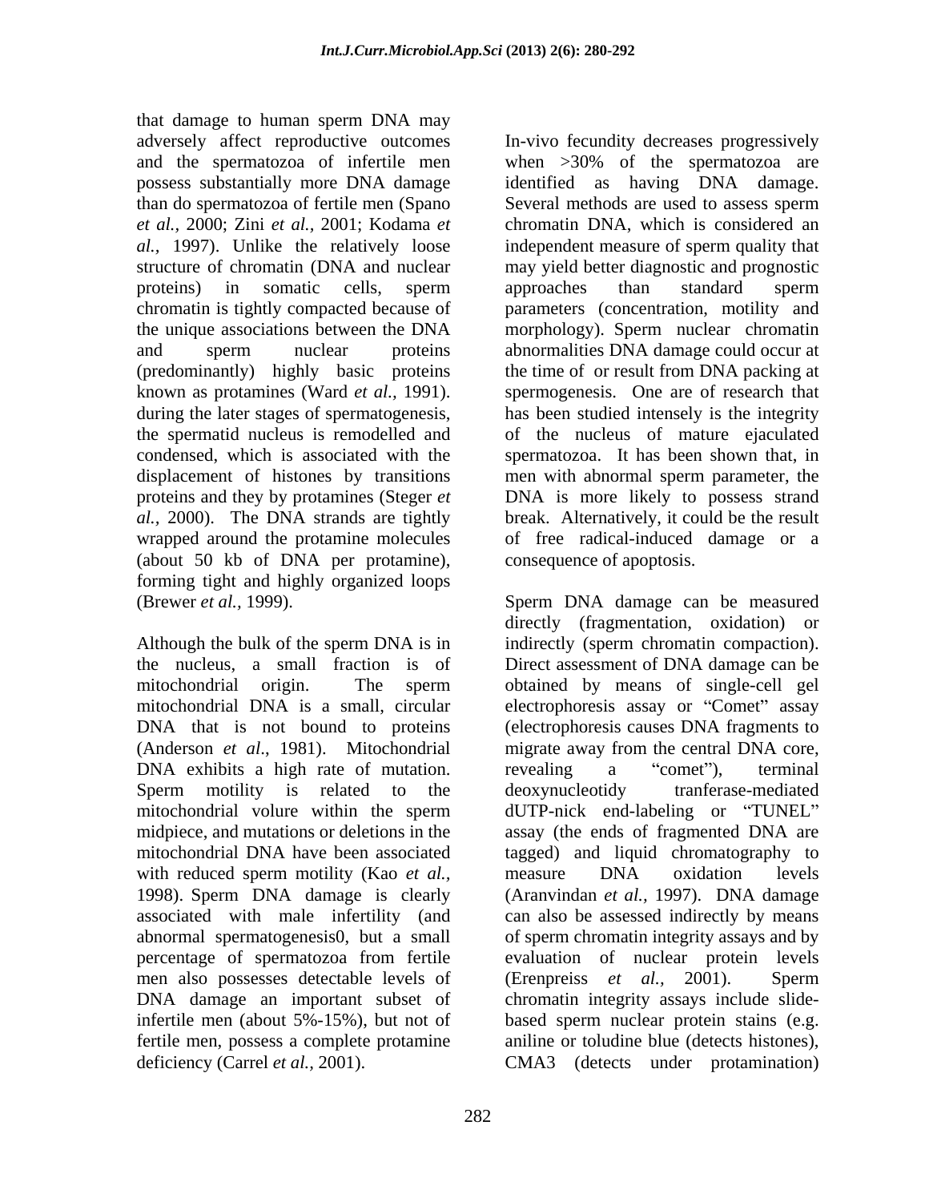that damage to human sperm DNA may adversely affect reproductive outcomes and the spermatozoa of infertile men possess substantially more DNA damage than do spermatozoa of fertile men (Spano *et al.,* 2000; Zini *et al.,* 2001; Kodama *et al.,* 1997). Unlike the relatively loose structure of chromatin (DNA and nuclear proteins) in somatic cells, sperm chromatin is tightly compacted because of the unique associations between the DNA and sperm nuclear proteins (predominantly) highly basic proteins known as protamines (Ward *et al.,* 1991). during the later stages of spermatogenesis, the spermatid nucleus is remodelled and condensed, which is associated with the displacement of histones by transitions proteins and they by protamines (Steger *et al.,* 2000). The DNA strands are tightly wrapped around the protamine molecules (about 50 kb of DNA per protamine), forming tight and highly organized loops (Brewer *et al.,* 1999).

Although the bulk of the sperm DNA is in the nucleus, a small fraction is of mitochondrial origin. The sperm mitochondrial DNA is a small, circular DNA that is not bound to proteins (Anderson *et al*., 1981). Mitochondrial DNA exhibits a high rate of mutation. Sperm motility is related to the mitochondrial volure within the sperm midpiece, and mutations or deletions in the mitochondrial DNA have been associated with reduced sperm motility (Kao *et al.,* 1998). Sperm DNA damage is clearly associated with male infertility (and abnormal spermatogenesis0, but a small percentage of spermatozoa from fertile men also possesses detectable levels of DNA damage an important subset of infertile men (about 5%-15%), but not of fertile men, possess a complete protamine deficiency (Carrel *et al.,* 2001).

In-vivo fecundity decreases progressively when >30% of the spermatozoa are identified as having DNA damage. Several methods are used to assess sperm chromatin DNA, which is considered an independent measure of sperm quality that may yield better diagnostic and prognostic approaches than standard sperm parameters (concentration, motility and morphology). Sperm nuclear chromatin abnormalities DNA damage could occur at the time of or result from DNA packing at spermogenesis. One are of research that has been studied intensely is the integrity of the nucleus of mature ejaculated spermatozoa. It has been shown that, in men with abnormal sperm parameter, the DNA is more likely to possess strand break. Alternatively, it could be the result of free radical-induced damage or a consequence of apoptosis.

Sperm DNA damage can be measured directly (fragmentation, oxidation) or indirectly (sperm chromatin compaction). Direct assessment of DNA damage can be obtained by means of single-cell gel electrophoresis assay or "Comet" assay (electrophoresis causes DNA fragments to migrate away from the central DNA core, revealing a "comet"), terminal deoxynucleotidy tranferase-mediated dUTP-nick end-labeling or "TUNEL" assay (the ends of fragmented DNA are tagged) and liquid chromatography to measure DNA oxidation levels (Aranvindan *et al.,* 1997). DNA damage can also be assessed indirectly by means of sperm chromatin integrity assays and by evaluation of nuclear protein levels (Erenpreiss *et al.,* 2001). Sperm chromatin integrity assays include slide-based sperm nuclear protein stains (e.g. aniline or toludine blue (detects histones), CMA3 (detects under protamination)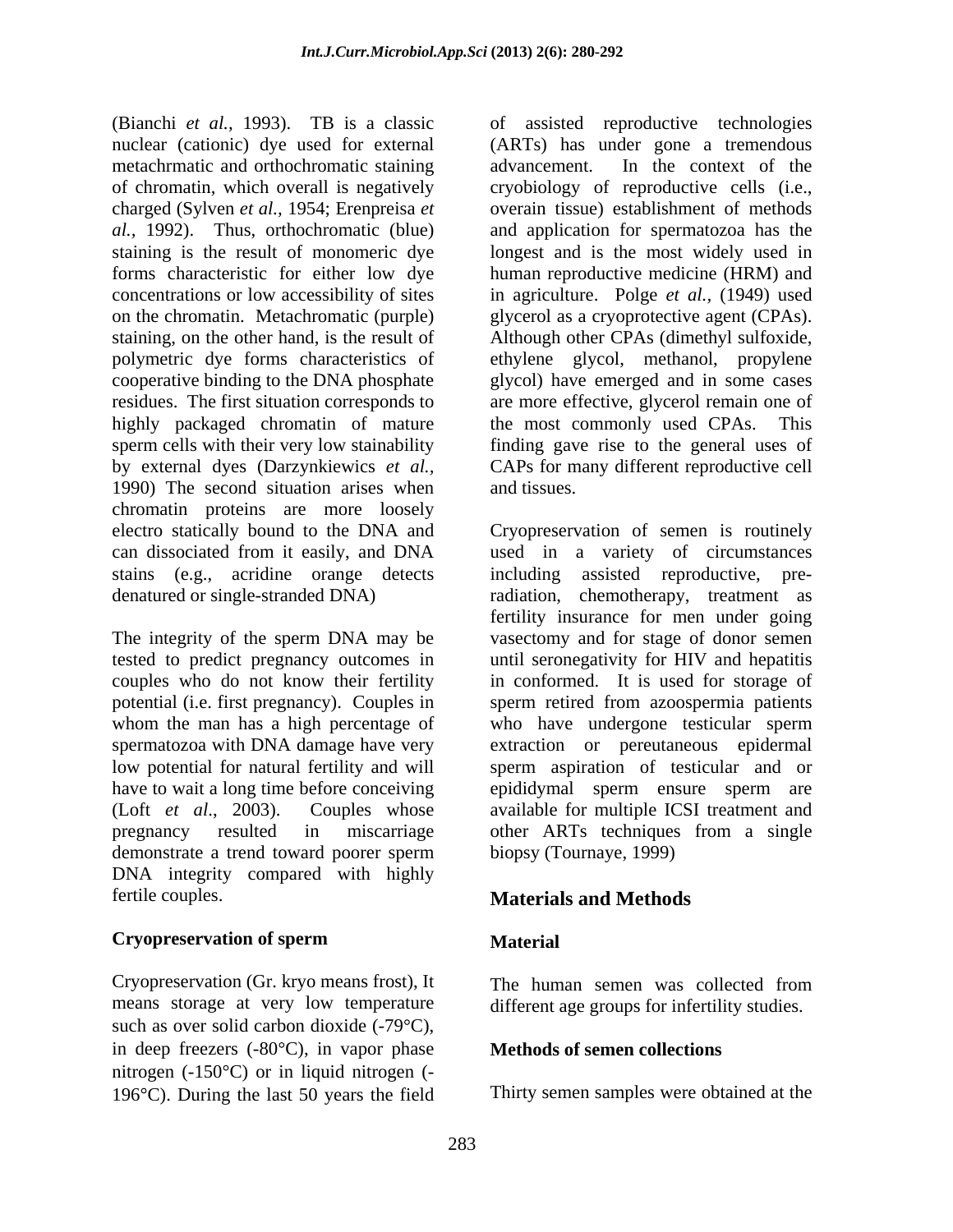(Bianchi *et al.,* 1993). TB is a classic nuclear (cationic) dye used for external metachrmatic and orthochromatic staining of chromatin, which overall is negatively charged (Sylven *et al.,* 1954; Erenpreisa *et al.,* 1992). Thus, orthochromatic (blue) staining is the result of monomeric dye forms characteristic for either low dye concentrations or low accessibility of sites on the chromatin. Metachromatic (purple) staining, on the other hand, is the result of polymetric dye forms characteristics of cooperative binding to the DNA phosphate residues. The first situation corresponds to highly packaged chromatin of mature sperm cells with their very low stainability by external dyes (Darzynkiewics *et al.,* 1990) The second situation arises when chromatin proteins are more loosely electro statically bound to the DNA and can dissociated from it easily, and DNA stains (e.g., acridine orange detects denatured or single-stranded DNA)

The integrity of the sperm DNA may be tested to predict pregnancy outcomes in couples who do not know their fertility potential (i.e. first pregnancy). Couples in whom the man has a high percentage of spermatozoa with DNA damage have very low potential for natural fertility and will have to wait a long time before conceiving (Loft *et al.,* 2003). Couples whose pregnancy resulted in miscarriage demonstrate a trend toward poorer sperm DNA integrity compared with highly fertile couples.

### Cryopreservation of sperm

Cryopreservation (Gr. kryo means frost), It means storage at very low temperature such as over solid carbon dioxide (-79°C), in deep freezers (-80°C), in vapor phase nitrogen (-150°C) or in liquid nitrogen (-196°C). During the last 50 years the field of assisted reproductive technologies (ARTs) has under gone a tremendous advancement. In the context of the cryobiology of reproductive cells (i.e., overain tissue) establishment of methods and application for spermatozoa has the longest and is the most widely used in human reproductive medicine (HRM) and in agriculture. Polge *et al.,* (1949) used glycerol as a cryoprotective agent (CPAs). Although other CPAs (dimethyl sulfoxide, ethylene glycol, methanol, propylene glycol) have emerged and in some cases are more effective, glycerol remain one of the most commonly used CPAs. This finding gave rise to the general uses of CAPs for many different reproductive cell and tissues.

Cryopreservation of semen is routinely used in a variety of circumstances including assisted reproductive, pre-radiation, chemotherapy, treatment as fertility insurance for men under going vasectomy and for stage of donor semen until seronegativity for HIV and hepatitis in conformed. It is used for storage of sperm retired from azoospermia patients who have undergone testicular sperm extraction or pereutaneous epidermal sperm aspiration of testicular and or epididymal sperm ensure sperm are available for multiple ICSI treatment and other ARTs techniques from a single biopsy (Tournaye, 1999)

## Materials and Methods

### Material

The human semen was collected from different age groups for infertility studies.

### Methods of semen collections

Thirty semen samples were obtained at the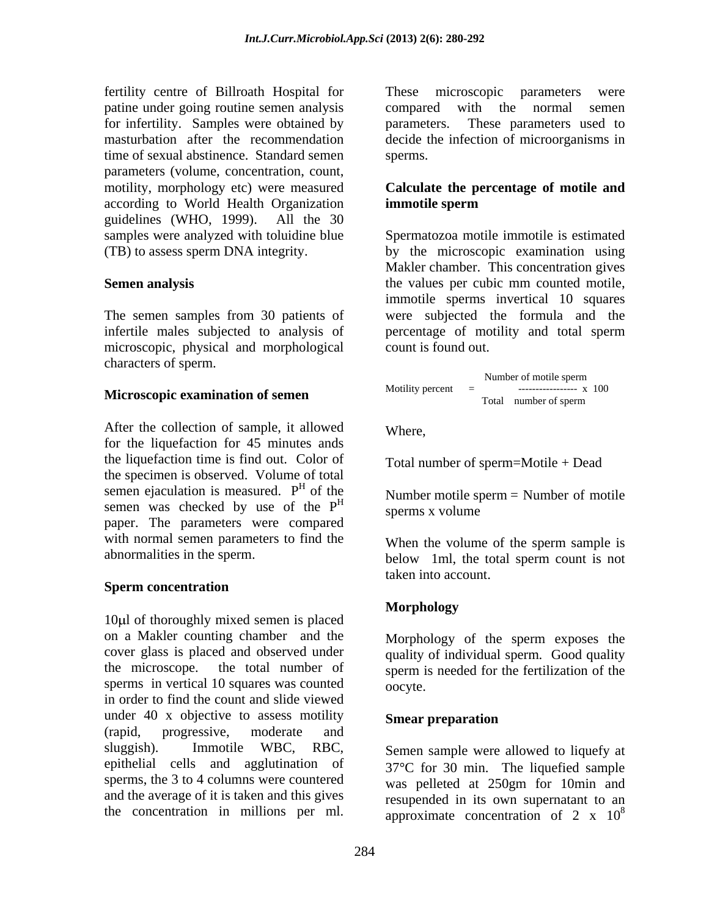fertility centre of Billroath Hospital for patine under going routine semen analysis for infertility. Samples were obtained by masturbation after the recommendation time of sexual abstinence. Standard semen parameters (volume, concentration, count, motility, morphology etc) were measured according to World Health Organization guidelines (WHO, 1999). All the 30 samples were analyzed with toluidine blue (TB) to assess sperm DNA integrity.

### Semen analysis

The semen samples from 30 patients of infertile males subjected to analysis of microscopic, physical and morphological characters of sperm.

### Microscopic examination of semen

After the collection of sample, it allowed for the liquefaction for 45 minutes ands the liquefaction time is find out. Color of the specimen is observed. Volume of total semen ejaculation is measured. $P^H$ of the semen was checked by use of the $P^H$ paper. The parameters were compared with normal semen parameters to find the abnormalities in the sperm.

### Sperm concentration

10μl of thoroughly mixed semen is placed on a Makler counting chamber and the cover glass is placed and observed under the microscope. the total number of sperms in vertical 10 squares was counted in order to find the count and slide viewed under 40 x objective to assess motility (rapid, progressive, moderate and sluggish). Immotile WBC, RBC, epithelial cells and agglutination of sperms, the 3 to 4 columns were countered and the average of it is taken and this gives the concentration in millions per ml. These microscopic parameters were compared with the normal semen parameters. These parameters used to decide the infection of microorganisms in sperms.

### Calculate the percentage of motile and immotile sperm

Spermatozoa motile immotile is estimated by the microscopic examination using Makler chamber. This concentration gives the values per cubic mm counted motile, immotile sperms invertical 10 squares were subjected the formula and the percentage of motility and total sperm count is found out.

$$\text{Motility percent} = \frac{\text{Number of motile sperm}}{\text{Total number of sperm}} \times 100$$

Where,

Total number of sperm=Motile + Dead

Number motile sperm = Number of motile sperms x volume

When the volume of the sperm sample is below 1ml, the total sperm count is not taken into account.

### Morphology

Morphology of the sperm exposes the quality of individual sperm. Good quality sperm is needed for the fertilization of the oocyte.

### Smear preparation

Semen sample were allowed to liquefy at 37°C for 30 min. The liquefied sample was pelleted at 250gm for 10min and resupended in its own supernatant to an approximate concentration of $2 \times 10^8$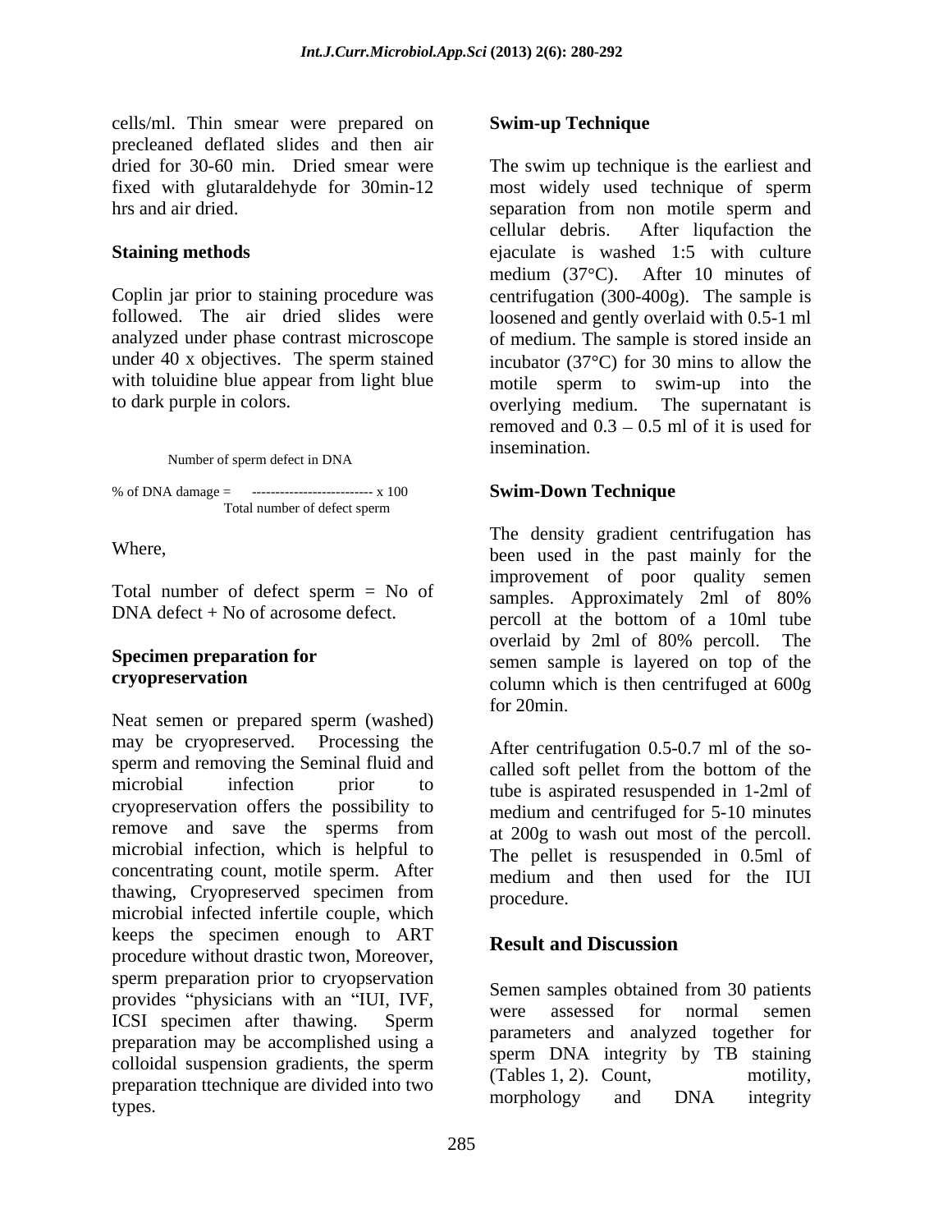cells/ml. Thin smear were prepared on precleaned deflated slides and then air dried for 30-60 min. Dried smear were fixed with glutaraldehyde for 30min-12 hrs and air dried.

**Staining methods**

Coplin jar prior to staining procedure was followed. The air dried slides were analyzed under phase contrast microscope under 40 x objectives. The sperm stained with toluidine blue appear from light blue to dark purple in colors.

$$\text{\% of DNA damage} = \frac{\text{Number of sperm defect in DNA}}{\text{Total number of defect sperm}} \times 100$$

Where,

Total number of defect sperm = No of DNA defect + No of acrosome defect.

**Specimen preparation for cryopreservation**

Neat semen or prepared sperm (washed) may be cryopreserved. Processing the sperm and removing the Seminal fluid and microbial infection prior to cryopreservation offers the possibility to remove and save the sperms from microbial infection, which is helpful to concentrating count, motile sperm. After thawing, Cryopreserved specimen from microbial infected infertile couple, which keeps the specimen enough to ART procedure without drastic twon, Moreover, sperm preparation prior to cryopservation provides "physicians with an "IUI, IVF, ICSI specimen after thawing. Sperm preparation may be accomplished using a colloidal suspension gradients, the sperm preparation ttechnique are divided into two types.

**Swim-up Technique**

The swim up technique is the earliest and most widely used technique of sperm separation from non motile sperm and cellular debris. After liqufaction the ejaculate is washed 1:5 with culture medium (37°C). After 10 minutes of centrifugation (300-400g). The sample is loosened and gently overlaid with 0.5-1 ml of medium. The sample is stored inside an incubator (37°C) for 30 mins to allow the motile sperm to swim-up into the overlying medium. The supernatant is removed and 0.3 – 0.5 ml of it is used for insemination.

**Swim-Down Technique**

The density gradient centrifugation has been used in the past mainly for the improvement of poor quality semen samples. Approximately 2ml of 80% percoll at the bottom of a 10ml tube overlaid by 2ml of 80% percoll. The semen sample is layered on top of the column which is then centrifuged at 600g for 20min.

After centrifugation 0.5-0.7 ml of the so-called soft pellet from the bottom of the tube is aspirated resuspended in 1-2ml of medium and centrifuged for 5-10 minutes at 200g to wash out most of the percoll. The pellet is resuspended in 0.5ml of medium and then used for the IUI procedure.

## Result and Discussion

Semen samples obtained from 30 patients were assessed for normal semen parameters and analyzed together for sperm DNA integrity by TB staining (Tables 1, 2). Count, motility, morphology and DNA integrity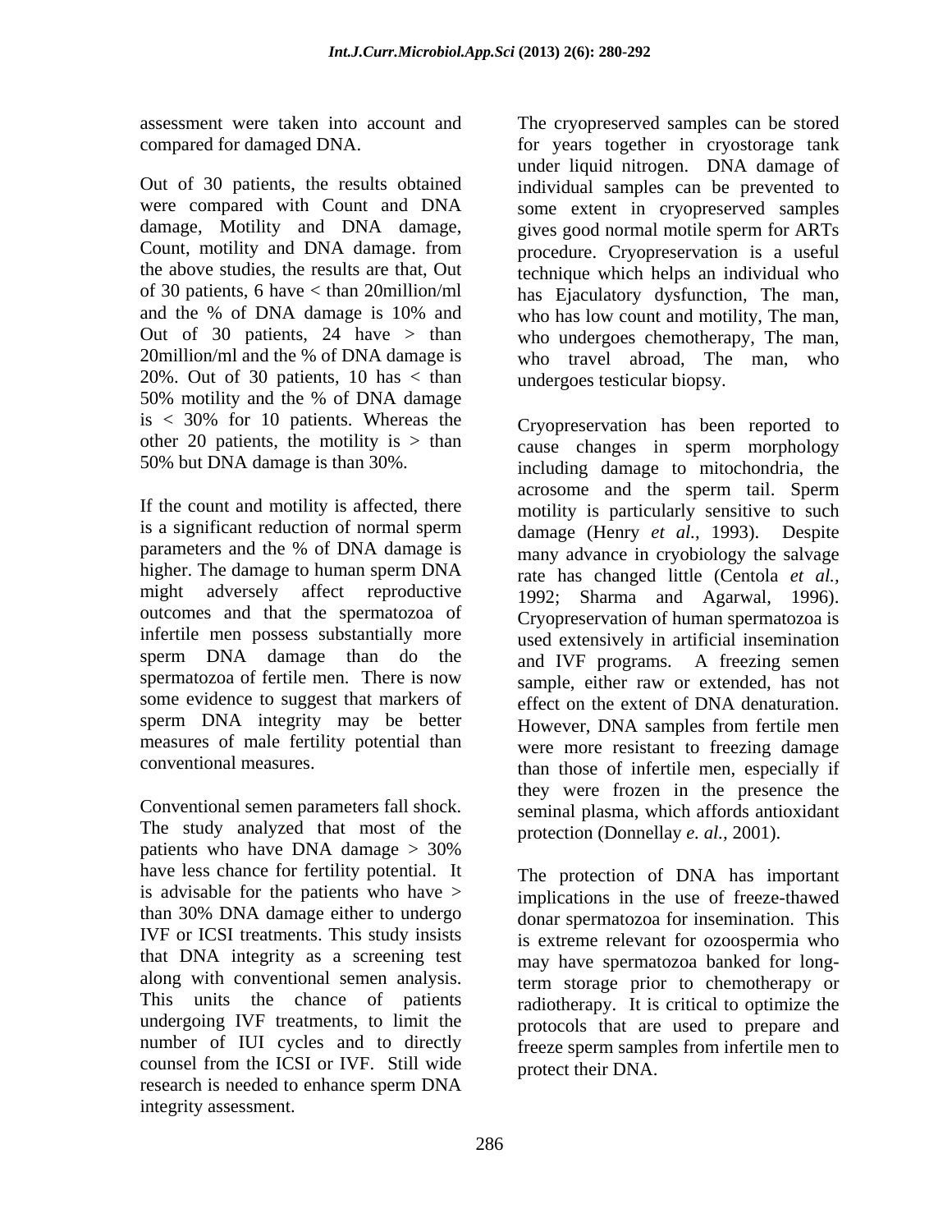assessment were taken into account and compared for damaged DNA.

Out of 30 patients, the results obtained were compared with Count and DNA damage, Motility and DNA damage, Count, motility and DNA damage. from the above studies, the results are that, Out of 30 patients, 6 have < than 20million/ml and the % of DNA damage is 10% and Out of 30 patients, 24 have > than 20million/ml and the % of DNA damage is 20%. Out of 30 patients, 10 has < than 50% motility and the % of DNA damage is < 30% for 10 patients. Whereas the other 20 patients, the motility is > than 50% but DNA damage is than 30%.

If the count and motility is affected, there is a significant reduction of normal sperm parameters and the % of DNA damage is higher. The damage to human sperm DNA might adversely affect reproductive outcomes and that the spermatozoa of infertile men possess substantially more sperm DNA damage than do the spermatozoa of fertile men. There is now some evidence to suggest that markers of sperm DNA integrity may be better measures of male fertility potential than conventional measures.

Conventional semen parameters fall shock. The study analyzed that most of the patients who have DNA damage > 30% have less chance for fertility potential. It is advisable for the patients who have > than 30% DNA damage either to undergo IVF or ICSI treatments. This study insists that DNA integrity as a screening test along with conventional semen analysis. This units the chance of patients undergoing IVF treatments, to limit the number of IUI cycles and to directly counsel from the ICSI or IVF. Still wide research is needed to enhance sperm DNA integrity assessment.

The cryopreserved samples can be stored for years together in cryostorage tank under liquid nitrogen. DNA damage of individual samples can be prevented to some extent in cryopreserved samples gives good normal motile sperm for ARTs procedure. Cryopreservation is a useful technique which helps an individual who has Ejaculatory dysfunction, The man, who has low count and motility, The man, who undergoes chemotherapy, The man, who travel abroad, The man, who undergoes testicular biopsy.

Cryopreservation has been reported to cause changes in sperm morphology including damage to mitochondria, the acrosome and the sperm tail. Sperm motility is particularly sensitive to such damage (Henry *et al.*, 1993). Despite many advance in cryobiology the salvage rate has changed little (Centola *et al.*, 1992; Sharma and Agarwal, 1996). Cryopreservation of human spermatozoa is used extensively in artificial insemination and IVF programs. A freezing semen sample, either raw or extended, has not effect on the extent of DNA denaturation. However, DNA samples from fertile men were more resistant to freezing damage than those of infertile men, especially if they were frozen in the presence the seminal plasma, which affords antioxidant protection (Donnellay *e. al.*, 2001).

The protection of DNA has important implications in the use of freeze-thawed donar spermatozoa for insemination. This is extreme relevant for ozoospermia who may have spermatozoa banked for long-term storage prior to chemotherapy or radiotherapy. It is critical to optimize the protocols that are used to prepare and freeze sperm samples from infertile men to protect their DNA.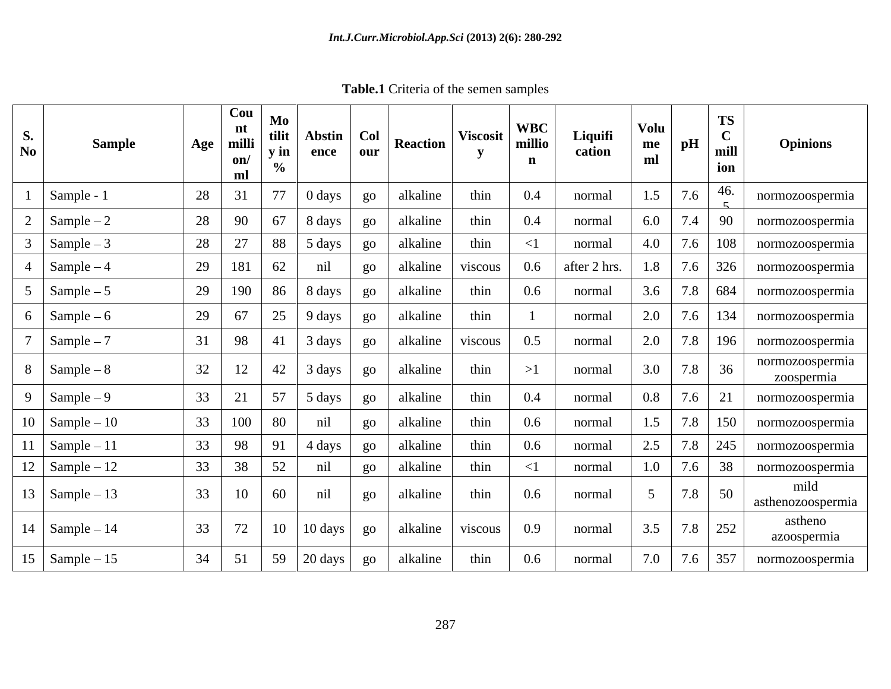**Table.1** Criteria of the semen samples

| S. No | Sample | Age | Count million/ ml | Motility in % | Abstinence | Colour | Reaction | Viscosity | WBC million | Liquification | Volume ml | pH | TSC million | Opinions |
|---|---|---|---|---|---|---|---|---|---|---|---|---|---|---|
| 1 | Sample - 1 | 28 | 31 | 77 | 0 days | go | alkaline | thin | 0.4 | normal | 1.5 | 7.6 | 46.5 | normozoospermia |
| 2 | Sample – 2 | 28 | 90 | 67 | 8 days | go | alkaline | thin | 0.4 | normal | 6.0 | 7.4 | 90 | normozoospermia |
| 3 | Sample – 3 | 28 | 27 | 88 | 5 days | go | alkaline | thin | <1 | normal | 4.0 | 7.6 | 108 | normozoospermia |
| 4 | Sample – 4 | 29 | 181 | 62 | nil | go | alkaline | viscous | 0.6 | after 2 hrs. | 1.8 | 7.6 | 326 | normozoospermia |
| 5 | Sample – 5 | 29 | 190 | 86 | 8 days | go | alkaline | thin | 0.6 | normal | 3.6 | 7.8 | 684 | normozoospermia |
| 6 | Sample – 6 | 29 | 67 | 25 | 9 days | go | alkaline | thin | 1 | normal | 2.0 | 7.6 | 134 | normozoospermia |
| 7 | Sample – 7 | 31 | 98 | 41 | 3 days | go | alkaline | viscous | 0.5 | normal | 2.0 | 7.8 | 196 | normozoospermia |
| 8 | Sample – 8 | 32 | 12 | 42 | 3 days | go | alkaline | thin | >1 | normal | 3.0 | 7.8 | 36 | normozoospermia zoospermia |
| 9 | Sample – 9 | 33 | 21 | 57 | 5 days | go | alkaline | thin | 0.4 | normal | 0.8 | 7.6 | 21 | normozoospermia |
| 10 | Sample – 10 | 33 | 100 | 80 | nil | go | alkaline | thin | 0.6 | normal | 1.5 | 7.8 | 150 | normozoospermia |
| 11 | Sample – 11 | 33 | 98 | 91 | 4 days | go | alkaline | thin | 0.6 | normal | 2.5 | 7.8 | 245 | normozoospermia |
| 12 | Sample – 12 | 33 | 38 | 52 | nil | go | alkaline | thin | <1 | normal | 1.0 | 7.6 | 38 | normozoospermia |
| 13 | Sample – 13 | 33 | 10 | 60 | nil | go | alkaline | thin | 0.6 | normal | 5 | 7.8 | 50 | mild asthenozoospermia |
| 14 | Sample – 14 | 33 | 72 | 10 | 10 days | go | alkaline | viscous | 0.9 | normal | 3.5 | 7.8 | 252 | astheno azoospermia |
| 15 | Sample – 15 | 34 | 51 | 59 | 20 days | go | alkaline | thin | 0.6 | normal | 7.0 | 7.6 | 357 | normozoospermia |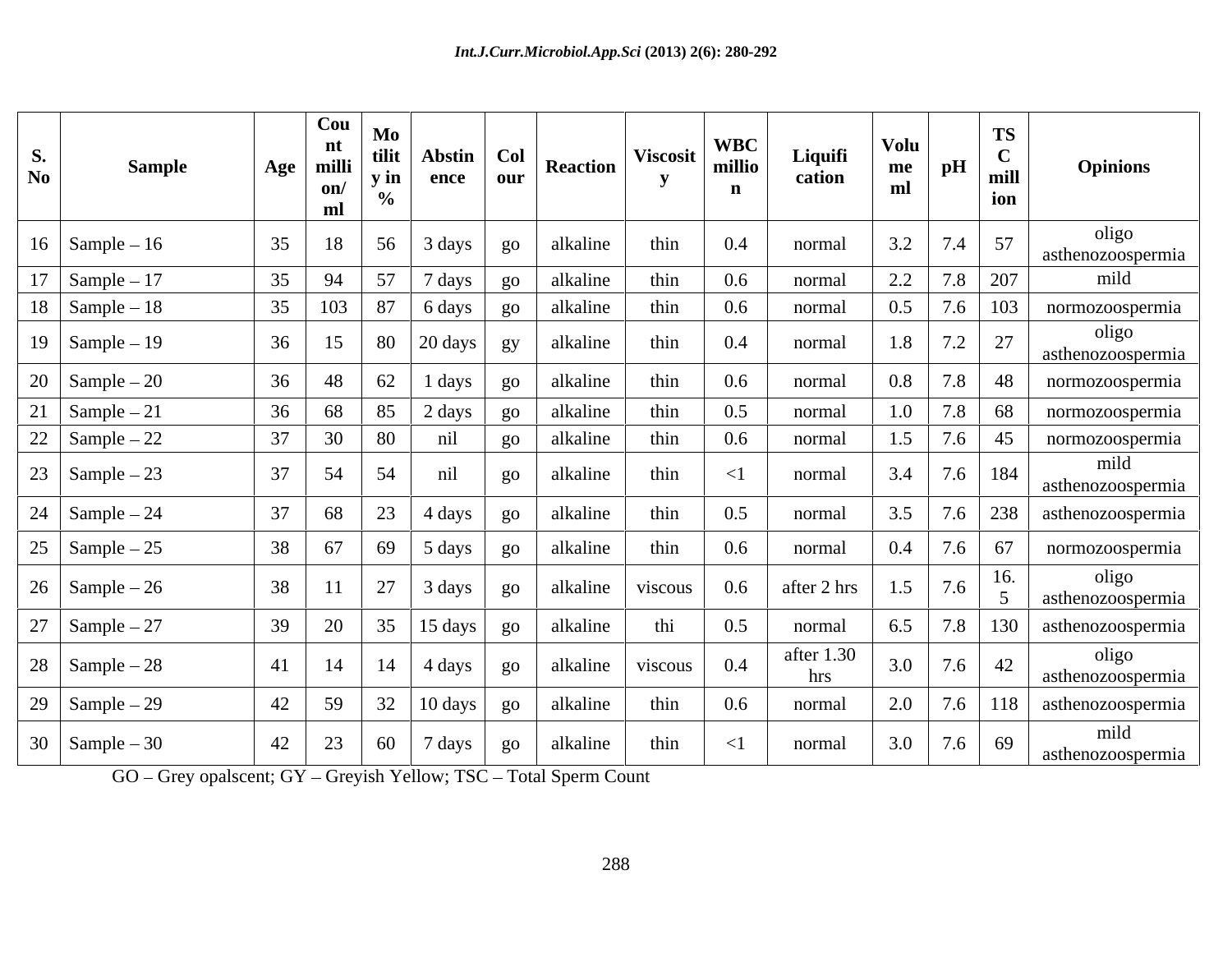| S. No | Sample | Age | Count million/ml | Motility in % | Abstinence | Colour | Reaction | Viscosity | WBC million | Liquification | Volume ml | pH | TSC million | Opinions |
|---|---|---|---|---|---|---|---|---|---|---|---|---|---|---|
| 16 | Sample – 16 | 35 | 18 | 56 | 3 days | go | alkaline | thin | 0.4 | normal | 3.2 | 7.4 | 57 | oligo asthenozoospermia |
| 17 | Sample – 17 | 35 | 94 | 57 | 7 days | go | alkaline | thin | 0.6 | normal | 2.2 | 7.8 | 207 | mild |
| 18 | Sample – 18 | 35 | 103 | 87 | 6 days | go | alkaline | thin | 0.6 | normal | 0.5 | 7.6 | 103 | normozoospermia |
| 19 | Sample – 19 | 36 | 15 | 80 | 20 days | gy | alkaline | thin | 0.4 | normal | 1.8 | 7.2 | 27 | oligo asthenozoospermia |
| 20 | Sample – 20 | 36 | 48 | 62 | 1 days | go | alkaline | thin | 0.6 | normal | 0.8 | 7.8 | 48 | normozoospermia |
| 21 | Sample – 21 | 36 | 68 | 85 | 2 days | go | alkaline | thin | 0.5 | normal | 1.0 | 7.8 | 68 | normozoospermia |
| 22 | Sample – 22 | 37 | 30 | 80 | nil | go | alkaline | thin | 0.6 | normal | 1.5 | 7.6 | 45 | normozoospermia |
| 23 | Sample – 23 | 37 | 54 | 54 | nil | go | alkaline | thin | <1 | normal | 3.4 | 7.6 | 184 | mild asthenozoospermia |
| 24 | Sample – 24 | 37 | 68 | 23 | 4 days | go | alkaline | thin | 0.5 | normal | 3.5 | 7.6 | 238 | asthenozoospermia |
| 25 | Sample – 25 | 38 | 67 | 69 | 5 days | go | alkaline | thin | 0.6 | normal | 0.4 | 7.6 | 67 | normozoospermia |
| 26 | Sample – 26 | 38 | 11 | 27 | 3 days | go | alkaline | viscous | 0.6 | after 2 hrs | 1.5 | 7.6 | 16.5 | oligo asthenozoospermia |
| 27 | Sample – 27 | 39 | 20 | 35 | 15 days | go | alkaline | thi | 0.5 | normal | 6.5 | 7.8 | 130 | asthenozoospermia |
| 28 | Sample – 28 | 41 | 14 | 14 | 4 days | go | alkaline | viscous | 0.4 | after 1.30 hrs | 3.0 | 7.6 | 42 | oligo asthenozoospermia |
| 29 | Sample – 29 | 42 | 59 | 32 | 10 days | go | alkaline | thin | 0.6 | normal | 2.0 | 7.6 | 118 | asthenozoospermia |
| 30 | Sample – 30 | 42 | 23 | 60 | 7 days | go | alkaline | thin | <1 | normal | 3.0 | 7.6 | 69 | mild asthenozoospermia |

GO – Grey opalscent; GY – Greyish Yellow; TSC – Total Sperm Count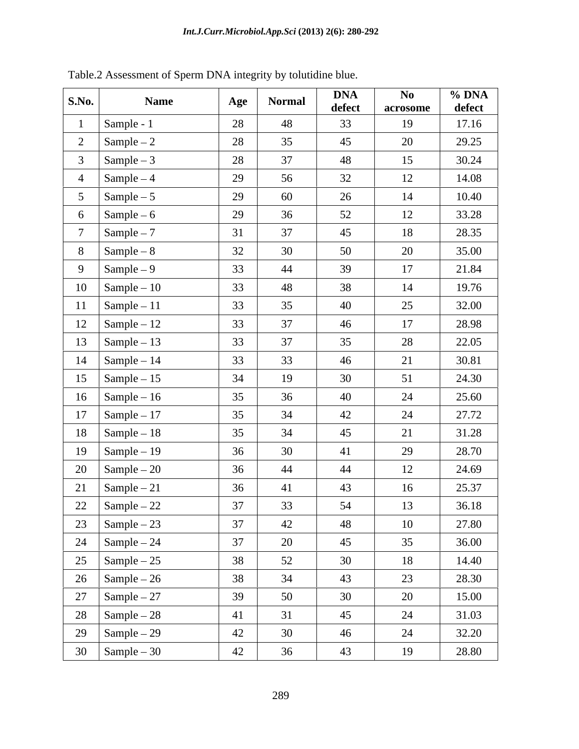Table.2 Assessment of Sperm DNA integrity by tolutidine blue.

| S.No. | Name | Age | Normal | DNA defect | No acrosome | % DNA defect |
|---|---|---|---|---|---|---|
| 1 | Sample - 1 | 28 | 48 | 33 | 19 | 17.16 |
| 2 | Sample – 2 | 28 | 35 | 45 | 20 | 29.25 |
| 3 | Sample – 3 | 28 | 37 | 48 | 15 | 30.24 |
| 4 | Sample – 4 | 29 | 56 | 32 | 12 | 14.08 |
| 5 | Sample – 5 | 29 | 60 | 26 | 14 | 10.40 |
| 6 | Sample – 6 | 29 | 36 | 52 | 12 | 33.28 |
| 7 | Sample – 7 | 31 | 37 | 45 | 18 | 28.35 |
| 8 | Sample – 8 | 32 | 30 | 50 | 20 | 35.00 |
| 9 | Sample – 9 | 33 | 44 | 39 | 17 | 21.84 |
| 10 | Sample – 10 | 33 | 48 | 38 | 14 | 19.76 |
| 11 | Sample – 11 | 33 | 35 | 40 | 25 | 32.00 |
| 12 | Sample – 12 | 33 | 37 | 46 | 17 | 28.98 |
| 13 | Sample – 13 | 33 | 37 | 35 | 28 | 22.05 |
| 14 | Sample – 14 | 33 | 33 | 46 | 21 | 30.81 |
| 15 | Sample – 15 | 34 | 19 | 30 | 51 | 24.30 |
| 16 | Sample – 16 | 35 | 36 | 40 | 24 | 25.60 |
| 17 | Sample – 17 | 35 | 34 | 42 | 24 | 27.72 |
| 18 | Sample – 18 | 35 | 34 | 45 | 21 | 31.28 |
| 19 | Sample – 19 | 36 | 30 | 41 | 29 | 28.70 |
| 20 | Sample – 20 | 36 | 44 | 44 | 12 | 24.69 |
| 21 | Sample – 21 | 36 | 41 | 43 | 16 | 25.37 |
| 22 | Sample – 22 | 37 | 33 | 54 | 13 | 36.18 |
| 23 | Sample – 23 | 37 | 42 | 48 | 10 | 27.80 |
| 24 | Sample – 24 | 37 | 20 | 45 | 35 | 36.00 |
| 25 | Sample – 25 | 38 | 52 | 30 | 18 | 14.40 |
| 26 | Sample – 26 | 38 | 34 | 43 | 23 | 28.30 |
| 27 | Sample – 27 | 39 | 50 | 30 | 20 | 15.00 |
| 28 | Sample – 28 | 41 | 31 | 45 | 24 | 31.03 |
| 29 | Sample – 29 | 42 | 30 | 46 | 24 | 32.20 |
| 30 | Sample – 30 | 42 | 36 | 43 | 19 | 28.80 |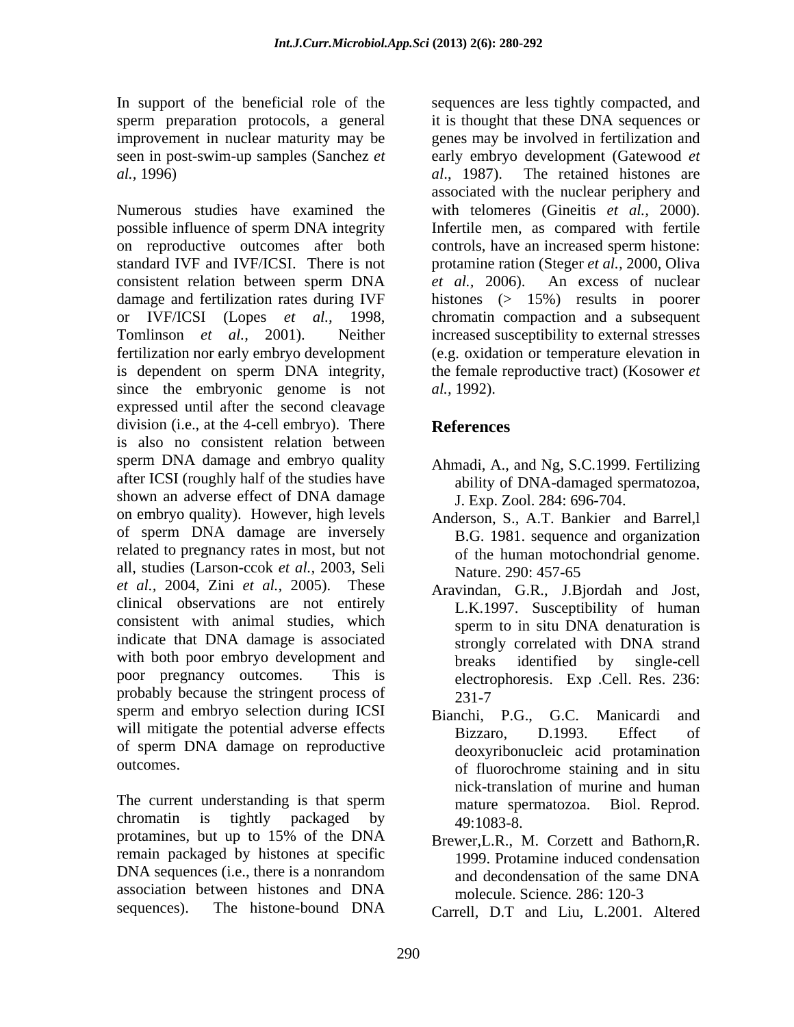In support of the beneficial role of the sperm preparation protocols, a general improvement in nuclear maturity may be seen in post-swim-up samples (Sanchez *et al.,* 1996)

Numerous studies have examined the possible influence of sperm DNA integrity on reproductive outcomes after both standard IVF and IVF/ICSI. There is not consistent relation between sperm DNA damage and fertilization rates during IVF or IVF/ICSI (Lopes *et al.*, 1998, Tomlinson *et al.,* 2001). Neither fertilization nor early embryo development is dependent on sperm DNA integrity, since the embryonic genome is not expressed until after the second cleavage division (i.e., at the 4-cell embryo). There is also no consistent relation between sperm DNA damage and embryo quality after ICSI (roughly half of the studies have shown an adverse effect of DNA damage on embryo quality). However, high levels of sperm DNA damage are inversely related to pregnancy rates in most, but not all, studies (Larson-ccok *et al.,* 2003, Seli *et al.,* 2004, Zini *et al.,* 2005). These clinical observations are not entirely consistent with animal studies, which indicate that DNA damage is associated with both poor embryo development and poor pregnancy outcomes. This is probably because the stringent process of sperm and embryo selection during ICSI will mitigate the potential adverse effects of sperm DNA damage on reproductive outcomes.

The current understanding is that sperm chromatin is tightly packaged by protamines, but up to 15% of the DNA remain packaged by histones at specific DNA sequences (i.e., there is a nonrandom association between histones and DNA sequences). The histone-bound DNA sequences are less tightly compacted, and it is thought that these DNA sequences or genes may be involved in fertilization and early embryo development (Gatewood *et al*., 1987). The retained histones are associated with the nuclear periphery and with telomeres (Gineitis *et al.,* 2000). Infertile men, as compared with fertile controls, have an increased sperm histone: protamine ration (Steger *et al.,* 2000, Oliva *et al.,* 2006). An excess of nuclear histones (> 15%) results in poorer chromatin compaction and a subsequent increased susceptibility to external stresses (e.g. oxidation or temperature elevation in the female reproductive tract) (Kosower *et al.,* 1992).

## References

Ahmadi, A., and Ng, S.C.1999. Fertilizing ability of DNA-damaged spermatozoa, J. Exp. Zool. 284: 696-704.

Anderson, S., A.T. Bankier and Barrel,l B.G. 1981. sequence and organization of the human motochondrial genome. Nature. 290: 457-65

Aravindan, G.R., J.Bjordah and Jost, L.K.1997. Susceptibility of human sperm to in situ DNA denaturation is strongly correlated with DNA strand breaks identified by single-cell electrophoresis. Exp .Cell. Res. 236: 231-7

Bianchi, P.G., G.C. Manicardi and Bizzaro, D.1993. Effect of deoxyribonucleic acid protamination of fluorochrome staining and in situ nick-translation of murine and human mature spermatozoa. Biol. Reprod. 49:1083-8.

Brewer,L.R., M. Corzett and Bathorn,R. 1999. Protamine induced condensation and decondensation of the same DNA molecule. Science*.* 286: 120-3

Carrell, D.T and Liu, L.2001. Altered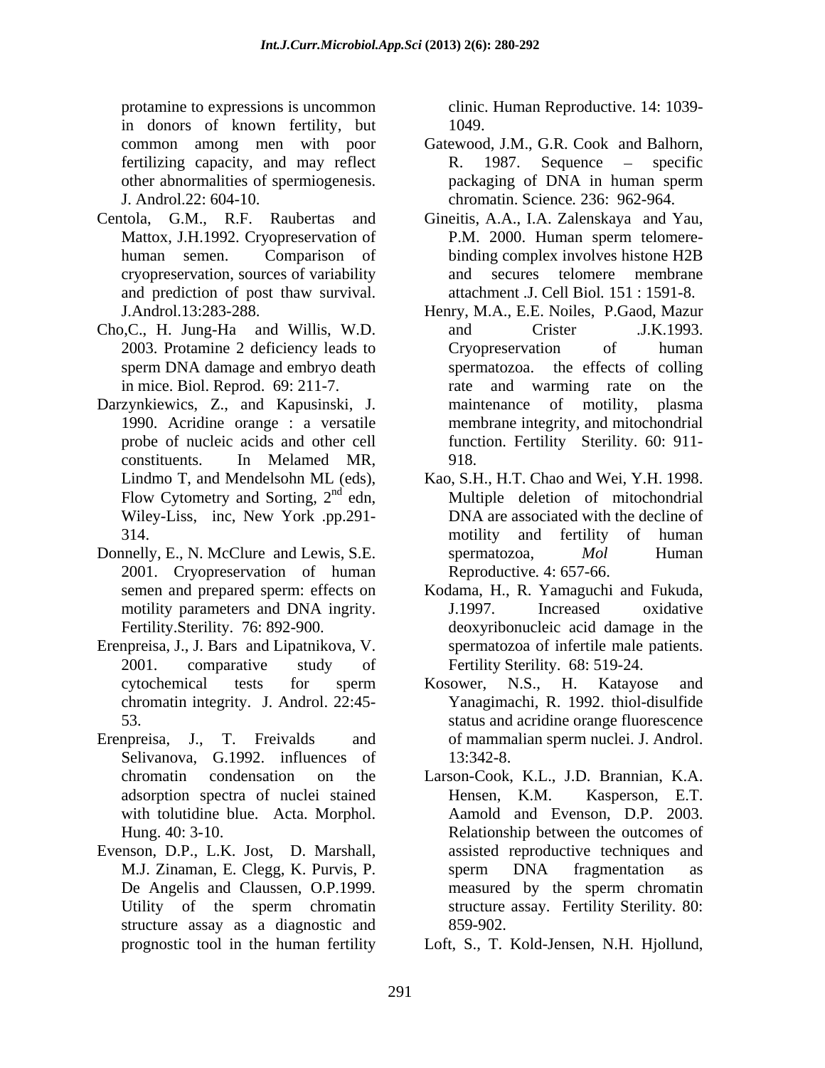protamine to expressions is uncommon in donors of known fertility, but common among men with poor fertilizing capacity, and may reflect other abnormalities of spermiogenesis. J. Androl.22: 604-10.

Centola, G.M., R.F. Raubertas and Mattox, J.H.1992. Cryopreservation of human semen. Comparison of cryopreservation, sources of variability and prediction of post thaw survival. J.Androl.13:283-288.

Cho,C., H. Jung-Ha and Willis, W.D. 2003. Protamine 2 deficiency leads to sperm DNA damage and embryo death in mice. Biol. Reprod. 69: 211-7.

Darzynkiewics, Z., and Kapusinski, J. 1990. Acridine orange : a versatile probe of nucleic acids and other cell constituents. In Melamed MR, Lindmo T, and Mendelsohn ML (eds), Flow Cytometry and Sorting, 2nd edn, Wiley-Liss, inc, New York .pp.291-314.

Donnelly, E., N. McClure and Lewis, S.E. 2001. Cryopreservation of human semen and prepared sperm: effects on motility parameters and DNA ingrity. Fertility.Sterility. 76: 892-900.

Erenpreisa, J., J. Bars and Lipatnikova, V. 2001. comparative study of cytochemical tests for sperm chromatin integrity. J. Androl. 22:45-53.

Erenpreisa, J., T. Freivalds and Selivanova, G.1992. influences of chromatin condensation on the adsorption spectra of nuclei stained with tolutidine blue. Acta. Morphol. Hung. 40: 3-10.

Evenson, D.P., L.K. Jost, D. Marshall, M.J. Zinaman, E. Clegg, K. Purvis, P. De Angelis and Claussen, O.P.1999. Utility of the sperm chromatin structure assay as a diagnostic and prognostic tool in the human fertility clinic. Human Reproductive. 14: 1039-1049.

Gatewood, J.M., G.R. Cook and Balhorn, R. 1987. Sequence – specific packaging of DNA in human sperm chromatin. Science. 236: 962-964.

Gineitis, A.A., I.A. Zalenskaya and Yau, P.M. 2000. Human sperm telomere-binding complex involves histone H2B and secures telomere membrane attachment .J. Cell Biol. 151 : 1591-8.

Henry, M.A., E.E. Noiles, P.Gaod, Mazur and Crister .J.K.1993. Cryopreservation of human spermatozoa. the effects of colling rate and warming rate on the maintenance of motility, plasma membrane integrity, and mitochondrial function. Fertility Sterility. 60: 911-918.

Kao, S.H., H.T. Chao and Wei, Y.H. 1998. Multiple deletion of mitochondrial DNA are associated with the decline of motility and fertility of human spermatozoa, *Mol* Human Reproductive. 4: 657-66.

Kodama, H., R. Yamaguchi and Fukuda, J.1997. Increased oxidative deoxyribonucleic acid damage in the spermatozoa of infertile male patients. Fertility Sterility. 68: 519-24.

Kosower, N.S., H. Katayose and Yanagimachi, R. 1992. thiol-disulfide status and acridine orange fluorescence of mammalian sperm nuclei. J. Androl. 13:342-8.

Larson-Cook, K.L., J.D. Brannian, K.A. Hensen, K.M. Kasperson, E.T. Aamold and Evenson, D.P. 2003. Relationship between the outcomes of assisted reproductive techniques and sperm DNA fragmentation as measured by the sperm chromatin structure assay. Fertility Sterility. 80: 859-902.

Loft, S., T. Kold-Jensen, N.H. Hjollund,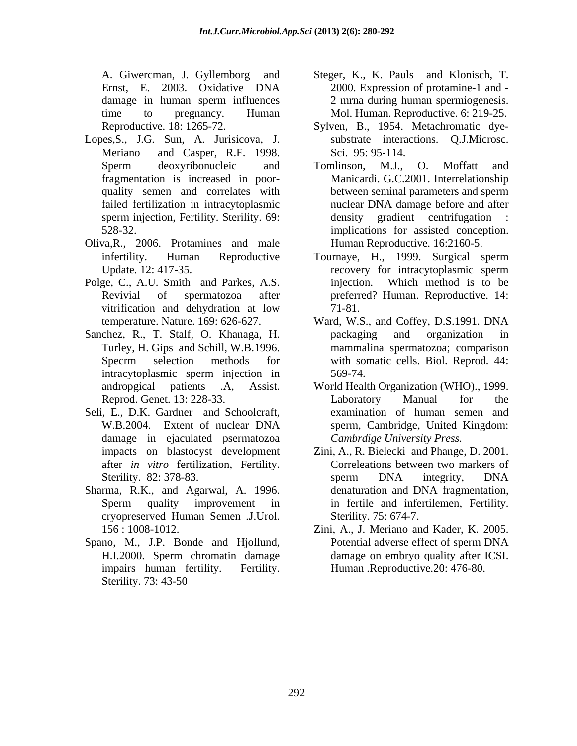A. Giwercman, J. Gyllemborg and Ernst, E. 2003. Oxidative DNA damage in human sperm influences time to pregnancy. Human Reproductive. 18: 1265-72.

Lopes,S., J.G. Sun, A. Jurisicova, J. Meriano and Casper, R.F. 1998. Sperm deoxyribonucleic and fragmentation is increased in poor-quality semen and correlates with failed fertilization in intracytoplasmic sperm injection, Fertility. Sterility. 69: 528-32.

Oliva,R., 2006. Protamines and male infertility. Human Reproductive Update. 12: 417-35.

Polge, C., A.U. Smith and Parkes, A.S. Revivial of spermatozoa after vitrification and dehydration at low temperature. Nature. 169: 626-627.

Sanchez, R., T. Stalf, O. Khanaga, H. Turley, H. Gips and Schill, W.B.1996. Specrm selection methods for intracytoplasmic sperm injection in andropgical patients .A, Assist. Reprod. Genet. 13: 228-33.

Seli, E., D.K. Gardner and Schoolcraft, W.B.2004. Extent of nuclear DNA damage in ejaculated psermatozoa impacts on blastocyst development after *in vitro* fertilization, Fertility. Sterility. 82: 378-83.

Sharma, R.K., and Agarwal, A. 1996. Sperm quality improvement in cryopreserved Human Semen .J.Urol. 156 : 1008-1012.

Spano, M., J.P. Bonde and Hjollund, H.I.2000. Sperm chromatin damage impairs human fertility. Fertility. Sterility. 73: 43-50

Steger, K., K. Pauls and Klonisch, T. 2000. Expression of protamine-1 and -2 mrna during human spermiogenesis. Mol. Human. Reproductive. 6: 219-25.

Sylven, B., 1954. Metachromatic dye-substrate interactions. Q.J.Microsc. Sci. 95: 95-114.

Tomlinson, M.J., O. Moffatt and Manicardi. G.C.2001. Interrelationship between seminal parameters and sperm nuclear DNA damage before and after density gradient centrifugation : implications for assisted conception. Human Reproductive. 16:2160-5.

Tournaye, H., 1999. Surgical sperm recovery for intracytoplasmic sperm injection. Which method is to be preferred? Human. Reproductive. 14: 71-81.

Ward, W.S., and Coffey, D.S.1991. DNA packaging and organization in mammalina spermatozoa; comparison with somatic cells. Biol. Reprod. 44: 569-74.

World Health Organization (WHO)., 1999. Laboratory Manual for the examination of human semen and sperm, Cambridge, United Kingdom: *Cambrdige University Press.*

Zini, A., R. Bielecki and Phange, D. 2001. Correleations between two markers of sperm DNA integrity, DNA denaturation and DNA fragmentation, in fertile and infertilemen, Fertility. Sterility. 75: 674-7.

Zini, A., J. Meriano and Kader, K. 2005. Potential adverse effect of sperm DNA damage on embryo quality after ICSI. Human .Reproductive.20: 476-80.